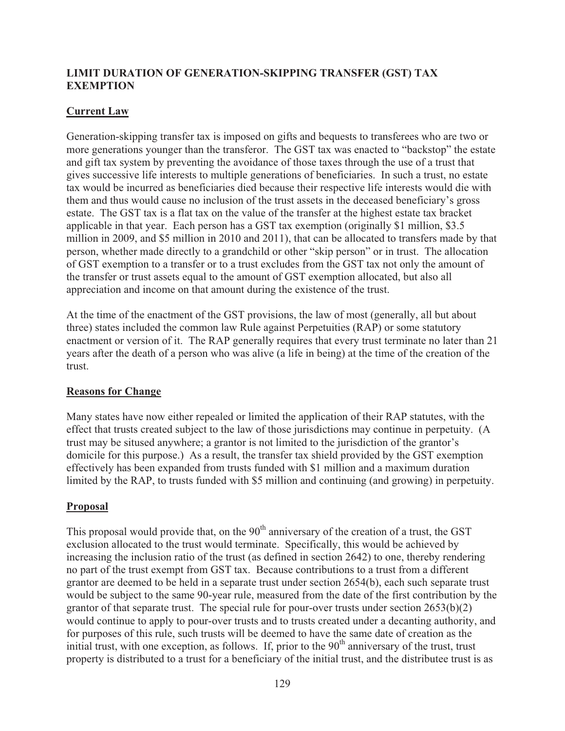## LIMIT DURATION OF GENERATION-SKIPPING TRANSFER (GST) TAX EXEMPTION

### Current Law

Generation-skipping transfer tax is imposed on gifts and bequests to transferees who are two or more generations younger than the transferor. The GST tax was enacted to "backstop" the estate and gift tax system by preventing the avoidance of those taxes through the use of a trust that gives successive life interests to multiple generations of beneficiaries. In such a trust, no estate tax would be incurred as beneficiaries died because their respective life interests would die with them and thus would cause no inclusion of the trust assets in the deceased beneficiary's gross estate. The GST tax is a flat tax on the value of the transfer at the highest estate tax bracket applicable in that year. Each person has a GST tax exemption (originally \$1 million, \$3.5 million in 2009, and \$5 million in 2010 and 2011), that can be allocated to transfers made by that person, whether made directly to a grandchild or other "skip person" or in trust. The allocation of GST exemption to a transfer or to a trust excludes from the GST tax not only the amount of the transfer or trust assets equal to the amount of GST exemption allocated, but also all appreciation and income on that amount during the existence of the trust.

At the time of the enactment of the GST provisions, the law of most (generally, all but about three) states included the common law Rule against Perpetuities (RAP) or some statutory enactment or version of it. The RAP generally requires that every trust terminate no later than 21 years after the death of a person who was alive (a life in being) at the time of the creation of the trust.

### Reasons for Change

Many states have now either repealed or limited the application of their RAP statutes, with the effect that trusts created subject to the law of those jurisdictions may continue in perpetuity. (A trust may be sitused anywhere; a grantor is not limited to the jurisdiction of the grantor's domicile for this purpose.) As a result, the transfer tax shield provided by the GST exemption effectively has been expanded from trusts funded with \$1 million and a maximum duration limited by the RAP, to trusts funded with \$5 million and continuing (and growing) in perpetuity.

### Proposal

This proposal would provide that, on the 90th anniversary of the creation of a trust, the GST exclusion allocated to the trust would terminate. Specifically, this would be achieved by increasing the inclusion ratio of the trust (as defined in section 2642) to one, thereby rendering no part of the trust exempt from GST tax. Because contributions to a trust from a different grantor are deemed to be held in a separate trust under section 2654(b), each such separate trust would be subject to the same 90-year rule, measured from the date of the first contribution by the grantor of that separate trust. The special rule for pour-over trusts under section 2653(b)(2) would continue to apply to pour-over trusts and to trusts created under a decanting authority, and for purposes of this rule, such trusts will be deemed to have the same date of creation as the initial trust, with one exception, as follows. If, prior to the 90th anniversary of the trust, trust property is distributed to a trust for a beneficiary of the initial trust, and the distributee trust is as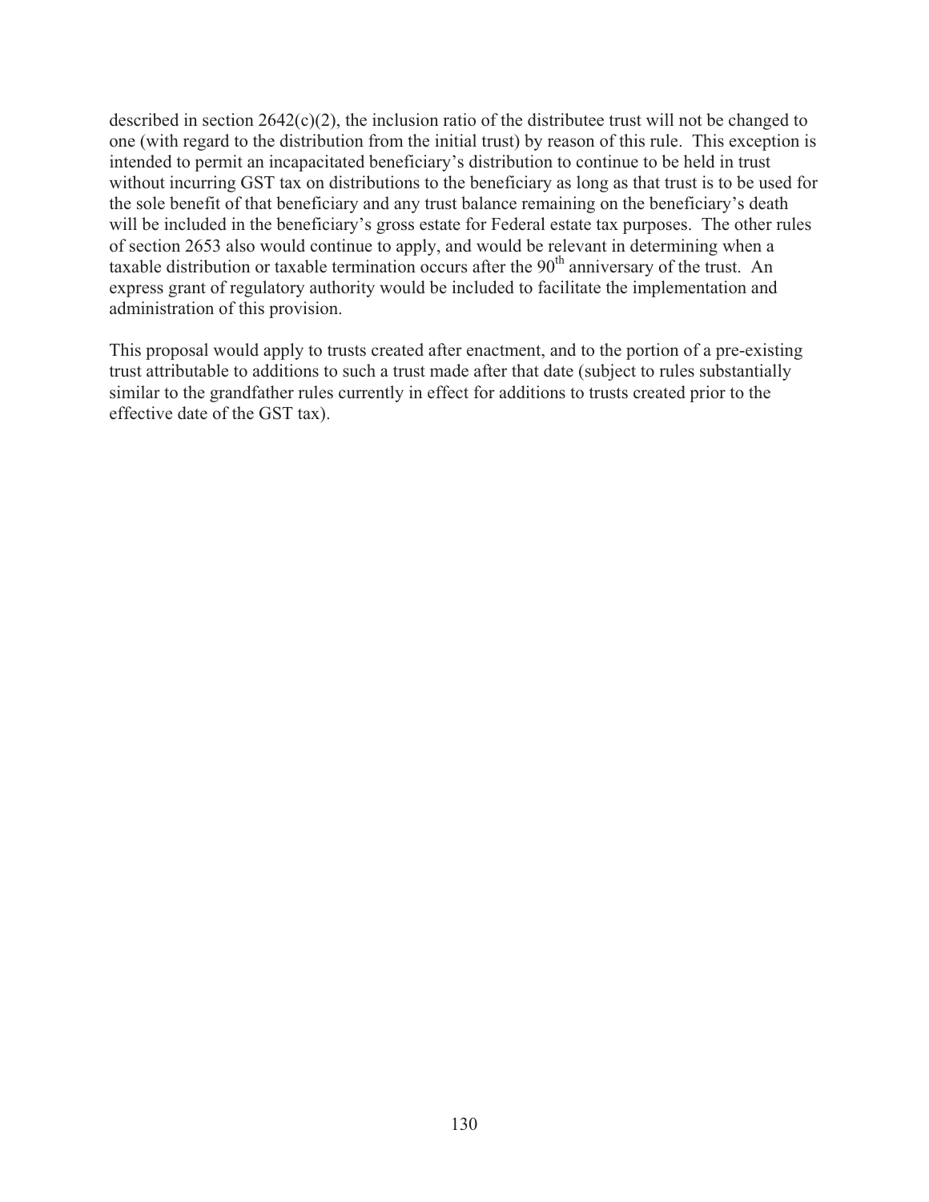described in section 2642(c)(2), the inclusion ratio of the distributee trust will not be changed to one (with regard to the distribution from the initial trust) by reason of this rule. This exception is intended to permit an incapacitated beneficiary's distribution to continue to be held in trust without incurring GST tax on distributions to the beneficiary as long as that trust is to be used for the sole benefit of that beneficiary and any trust balance remaining on the beneficiary's death will be included in the beneficiary's gross estate for Federal estate tax purposes. The other rules of section 2653 also would continue to apply, and would be relevant in determining when a taxable distribution or taxable termination occurs after the 90th anniversary of the trust. An express grant of regulatory authority would be included to facilitate the implementation and administration of this provision.

This proposal would apply to trusts created after enactment, and to the portion of a pre-existing trust attributable to additions to such a trust made after that date (subject to rules substantially similar to the grandfather rules currently in effect for additions to trusts created prior to the effective date of the GST tax).